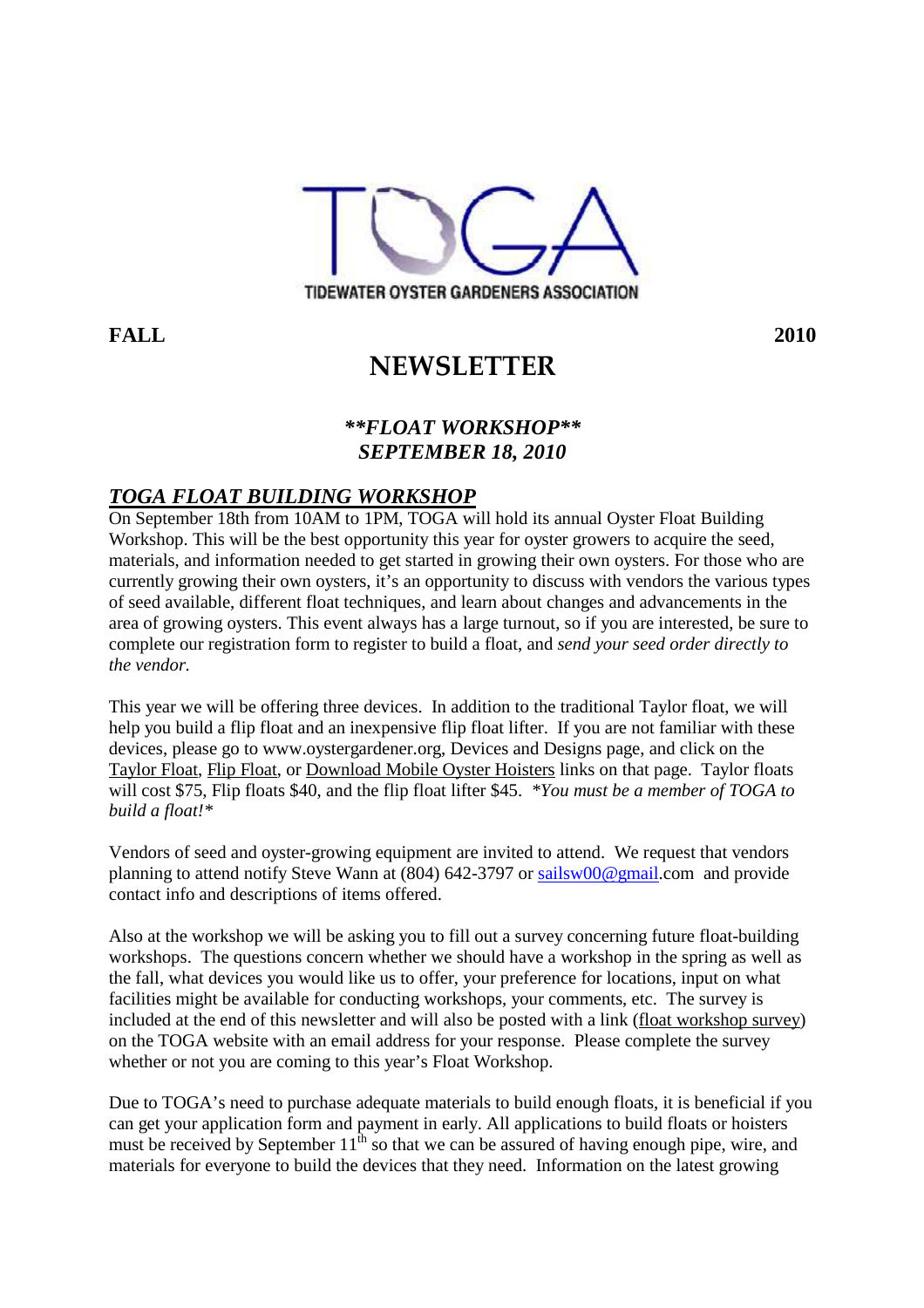TOGA

TIDEWATER OYSTER GARDENERS ASSOCIATION

**FALL** **2010**

# NEWSLETTER

***\*\*FLOAT WORKSHOP\*\****
***SEPTEMBER 18, 2010***

## ***TOGA FLOAT BUILDING WORKSHOP***

On September 18th from 10AM to 1PM, TOGA will hold its annual Oyster Float Building Workshop. This will be the best opportunity this year for oyster growers to acquire the seed, materials, and information needed to get started in growing their own oysters. For those who are currently growing their own oysters, it's an opportunity to discuss with vendors the various types of seed available, different float techniques, and learn about changes and advancements in the area of growing oysters. This event always has a large turnout, so if you are interested, be sure to complete our registration form to register to build a float, and *send your seed order directly to the vendor.*

This year we will be offering three devices. In addition to the traditional Taylor float, we will help you build a flip float and an inexpensive flip float lifter. If you are not familiar with these devices, please go to www.oystergardener.org, Devices and Designs page, and click on the Taylor Float, Flip Float, or Download Mobile Oyster Hoisters links on that page. Taylor floats will cost $75, Flip floats $40, and the flip float lifter $45. *\*You must be a member of TOGA to build a float!\**

Vendors of seed and oyster-growing equipment are invited to attend. We request that vendors planning to attend notify Steve Wann at (804) 642-3797 or sailsw00@gmail.com and provide contact info and descriptions of items offered.

Also at the workshop we will be asking you to fill out a survey concerning future float-building workshops. The questions concern whether we should have a workshop in the spring as well as the fall, what devices you would like us to offer, your preference for locations, input on what facilities might be available for conducting workshops, your comments, etc. The survey is included at the end of this newsletter and will also be posted with a link (float workshop survey) on the TOGA website with an email address for your response. Please complete the survey whether or not you are coming to this year's Float Workshop.

Due to TOGA's need to purchase adequate materials to build enough floats, it is beneficial if you can get your application form and payment in early. All applications to build floats or hoisters must be received by September 11th so that we can be assured of having enough pipe, wire, and materials for everyone to build the devices that they need. Information on the latest growing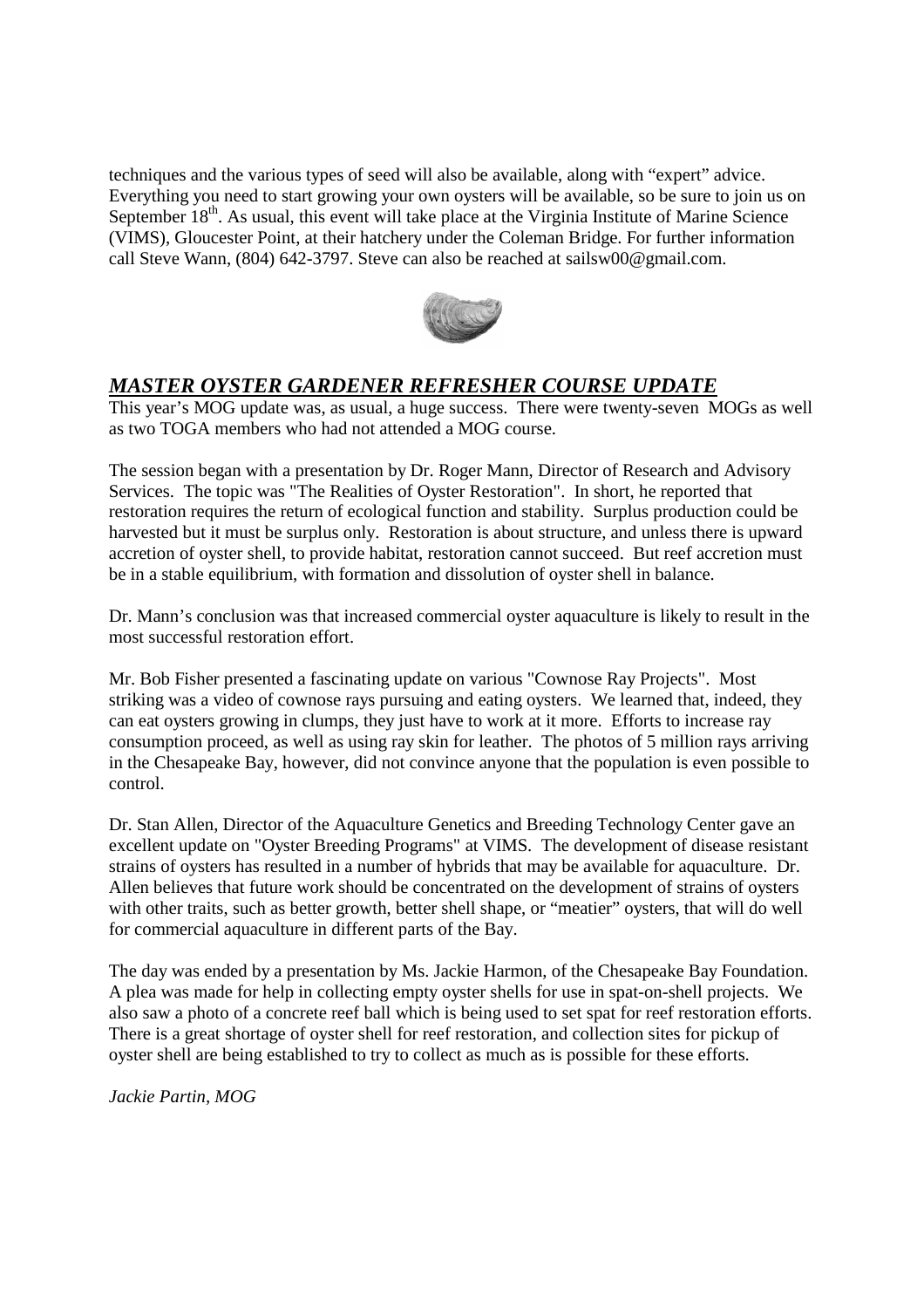techniques and the various types of seed will also be available, along with "expert" advice. Everything you need to start growing your own oysters will be available, so be sure to join us on September 18th. As usual, this event will take place at the Virginia Institute of Marine Science (VIMS), Gloucester Point, at their hatchery under the Coleman Bridge. For further information call Steve Wann, (804) 642-3797. Steve can also be reached at sailsw00@gmail.com.

## ***MASTER OYSTER GARDENER REFRESHER COURSE UPDATE***

This year's MOG update was, as usual, a huge success. There were twenty-seven MOGs as well as two TOGA members who had not attended a MOG course.

The session began with a presentation by Dr. Roger Mann, Director of Research and Advisory Services. The topic was "The Realities of Oyster Restoration". In short, he reported that restoration requires the return of ecological function and stability. Surplus production could be harvested but it must be surplus only. Restoration is about structure, and unless there is upward accretion of oyster shell, to provide habitat, restoration cannot succeed. But reef accretion must be in a stable equilibrium, with formation and dissolution of oyster shell in balance.

Dr. Mann's conclusion was that increased commercial oyster aquaculture is likely to result in the most successful restoration effort.

Mr. Bob Fisher presented a fascinating update on various "Cownose Ray Projects". Most striking was a video of cownose rays pursuing and eating oysters. We learned that, indeed, they can eat oysters growing in clumps, they just have to work at it more. Efforts to increase ray consumption proceed, as well as using ray skin for leather. The photos of 5 million rays arriving in the Chesapeake Bay, however, did not convince anyone that the population is even possible to control.

Dr. Stan Allen, Director of the Aquaculture Genetics and Breeding Technology Center gave an excellent update on "Oyster Breeding Programs" at VIMS. The development of disease resistant strains of oysters has resulted in a number of hybrids that may be available for aquaculture. Dr. Allen believes that future work should be concentrated on the development of strains of oysters with other traits, such as better growth, better shell shape, or "meatier" oysters, that will do well for commercial aquaculture in different parts of the Bay.

The day was ended by a presentation by Ms. Jackie Harmon, of the Chesapeake Bay Foundation. A plea was made for help in collecting empty oyster shells for use in spat-on-shell projects. We also saw a photo of a concrete reef ball which is being used to set spat for reef restoration efforts. There is a great shortage of oyster shell for reef restoration, and collection sites for pickup of oyster shell are being established to try to collect as much as is possible for these efforts.

*Jackie Partin, MOG*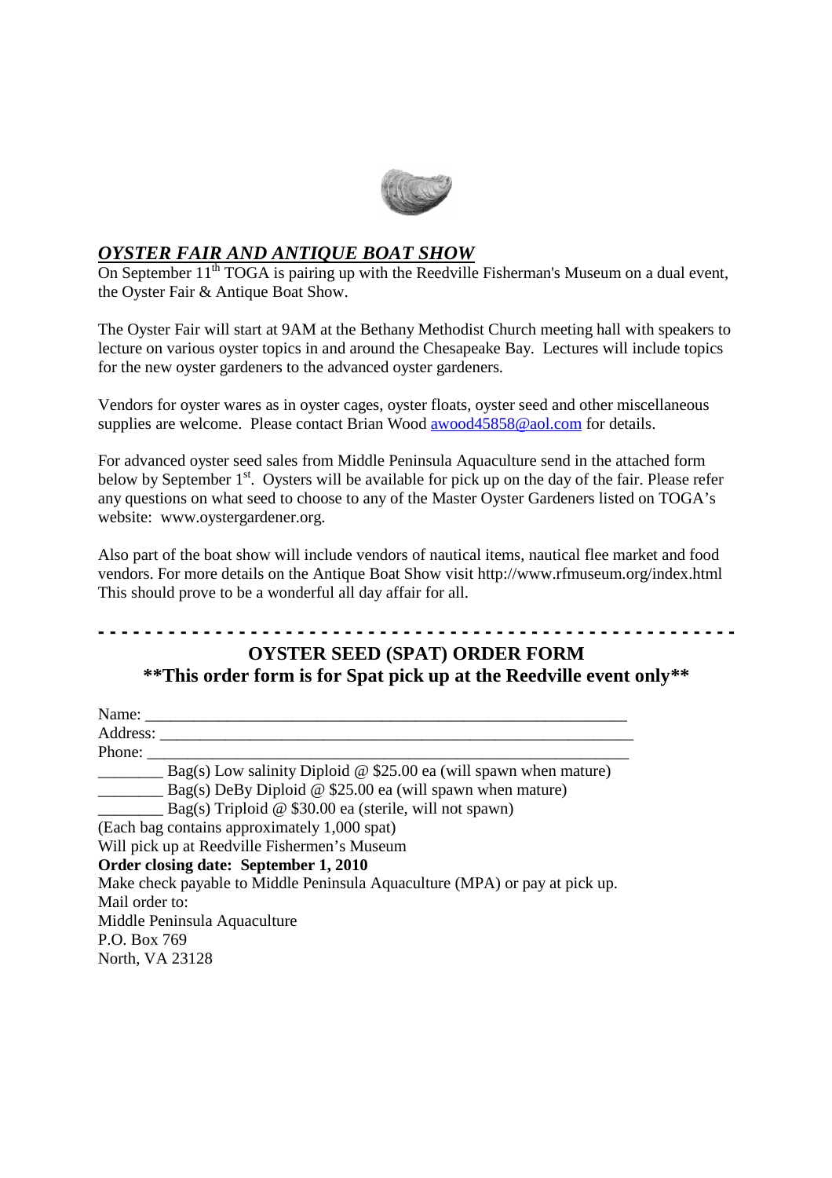## ***OYSTER FAIR AND ANTIQUE BOAT SHOW***

On September 11th TOGA is pairing up with the Reedville Fisherman's Museum on a dual event, the Oyster Fair & Antique Boat Show.

The Oyster Fair will start at 9AM at the Bethany Methodist Church meeting hall with speakers to lecture on various oyster topics in and around the Chesapeake Bay. Lectures will include topics for the new oyster gardeners to the advanced oyster gardeners.

Vendors for oyster wares as in oyster cages, oyster floats, oyster seed and other miscellaneous supplies are welcome. Please contact Brian Wood awood45858@aol.com for details.

For advanced oyster seed sales from Middle Peninsula Aquaculture send in the attached form below by September 1st. Oysters will be available for pick up on the day of the fair. Please refer any questions on what seed to choose to any of the Master Oyster Gardeners listed on TOGA's website: www.oystergardener.org.

Also part of the boat show will include vendors of nautical items, nautical flee market and food vendors. For more details on the Antique Boat Show visit http://www.rfmuseum.org/index.html This should prove to be a wonderful all day affair for all.

- - - - - - - - - - - - - - - - - - - - - - - - - - - - - - - - - - - - - - - - - - - - - - - - - - - - -

## OYSTER SEED (SPAT) ORDER FORM

### **This order form is for Spat pick up at the Reedville event only**

Name: ____________________________________________________________

Address: __________________________________________________________

Phone: ____________________________________________________________

________ Bag(s) Low salinity Diploid @ $25.00 ea (will spawn when mature)

________ Bag(s) DeBy Diploid @ $25.00 ea (will spawn when mature)

________ Bag(s) Triploid @ $30.00 ea (sterile, will not spawn)

(Each bag contains approximately 1,000 spat)

Will pick up at Reedville Fishermen's Museum

**Order closing date: September 1, 2010**

Make check payable to Middle Peninsula Aquaculture (MPA) or pay at pick up.

Mail order to:

Middle Peninsula Aquaculture

P.O. Box 769

North, VA 23128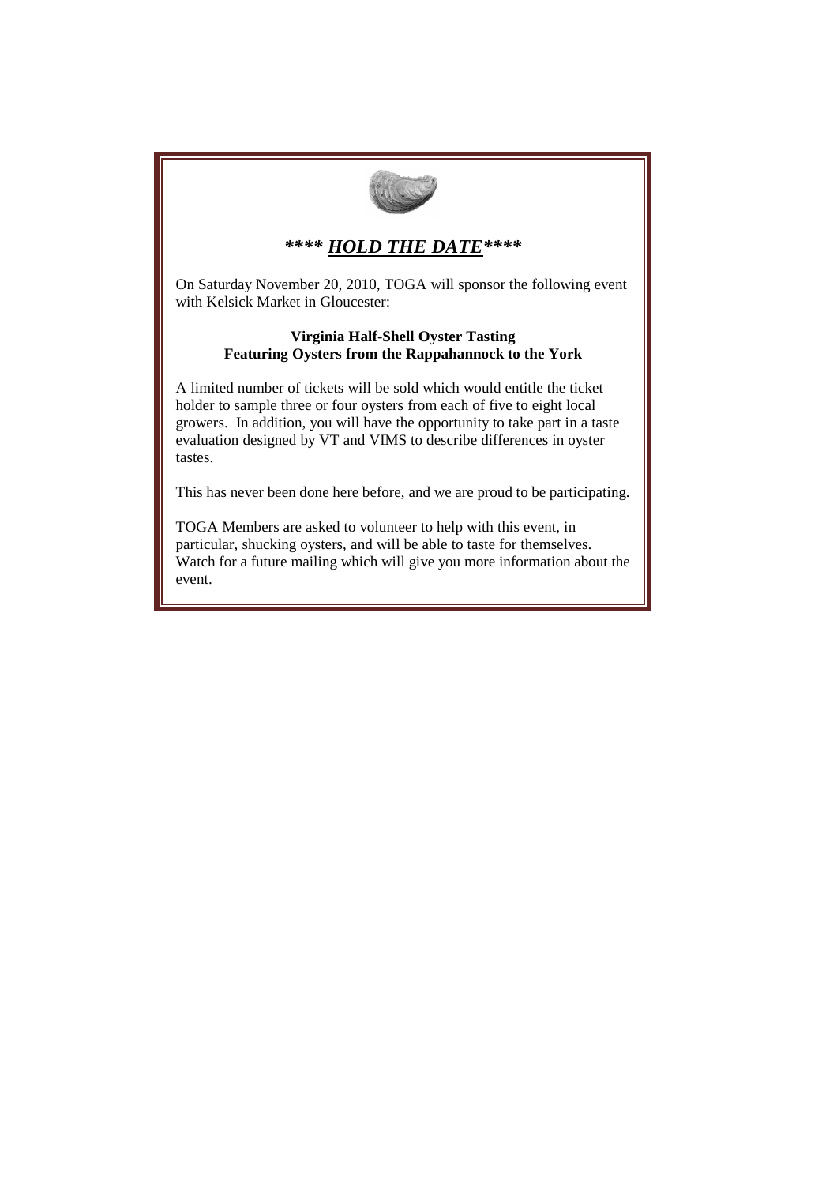## ***\*\*\*\* *HOLD THE DATE*\*\*\*\****

On Saturday November 20, 2010, TOGA will sponsor the following event with Kelsick Market in Gloucester:

**Virginia Half-Shell Oyster Tasting**
**Featuring Oysters from the Rappahannock to the York**

A limited number of tickets will be sold which would entitle the ticket holder to sample three or four oysters from each of five to eight local growers. In addition, you will have the opportunity to take part in a taste evaluation designed by VT and VIMS to describe differences in oyster tastes.

This has never been done here before, and we are proud to be participating.

TOGA Members are asked to volunteer to help with this event, in particular, shucking oysters, and will be able to taste for themselves. Watch for a future mailing which will give you more information about the event.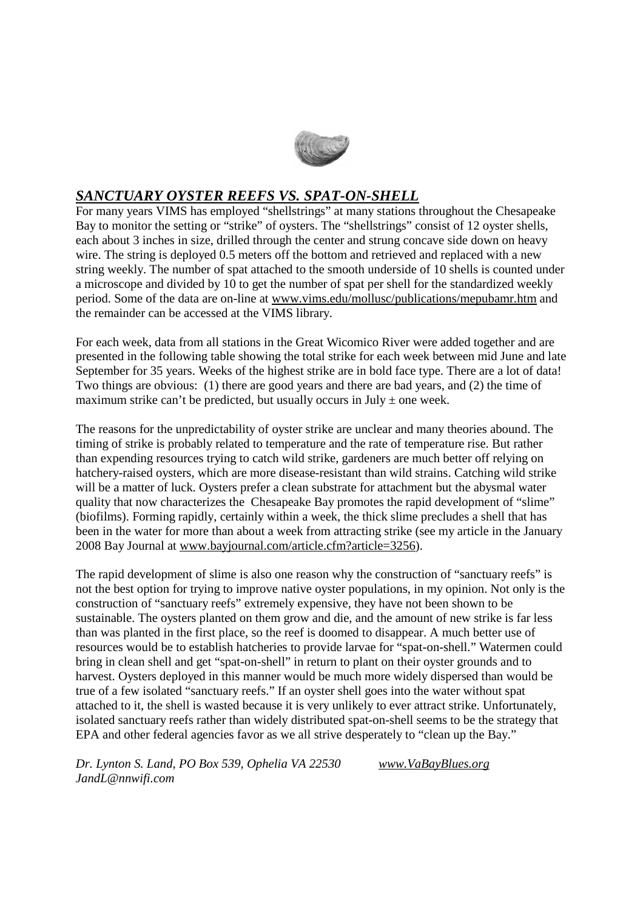## ***SANCTUARY OYSTER REEFS VS. SPAT-ON-SHELL***

For many years VIMS has employed "shellstrings" at many stations throughout the Chesapeake Bay to monitor the setting or "strike" of oysters. The "shellstrings" consist of 12 oyster shells, each about 3 inches in size, drilled through the center and strung concave side down on heavy wire. The string is deployed 0.5 meters off the bottom and retrieved and replaced with a new string weekly. The number of spat attached to the smooth underside of 10 shells is counted under a microscope and divided by 10 to get the number of spat per shell for the standardized weekly period. Some of the data are on-line at www.vims.edu/mollusc/publications/mepubamr.htm and the remainder can be accessed at the VIMS library.

For each week, data from all stations in the Great Wicomico River were added together and are presented in the following table showing the total strike for each week between mid June and late September for 35 years. Weeks of the highest strike are in bold face type. There are a lot of data! Two things are obvious: (1) there are good years and there are bad years, and (2) the time of maximum strike can't be predicted, but usually occurs in July ± one week.

The reasons for the unpredictability of oyster strike are unclear and many theories abound. The timing of strike is probably related to temperature and the rate of temperature rise. But rather than expending resources trying to catch wild strike, gardeners are much better off relying on hatchery-raised oysters, which are more disease-resistant than wild strains. Catching wild strike will be a matter of luck. Oysters prefer a clean substrate for attachment but the abysmal water quality that now characterizes the Chesapeake Bay promotes the rapid development of "slime" (biofilms). Forming rapidly, certainly within a week, the thick slime precludes a shell that has been in the water for more than about a week from attracting strike (see my article in the January 2008 Bay Journal at www.bayjournal.com/article.cfm?article=3256).

The rapid development of slime is also one reason why the construction of "sanctuary reefs" is not the best option for trying to improve native oyster populations, in my opinion. Not only is the construction of "sanctuary reefs" extremely expensive, they have not been shown to be sustainable. The oysters planted on them grow and die, and the amount of new strike is far less than was planted in the first place, so the reef is doomed to disappear. A much better use of resources would be to establish hatcheries to provide larvae for "spat-on-shell." Watermen could bring in clean shell and get "spat-on-shell" in return to plant on their oyster grounds and to harvest. Oysters deployed in this manner would be much more widely dispersed than would be true of a few isolated "sanctuary reefs." If an oyster shell goes into the water without spat attached to it, the shell is wasted because it is very unlikely to ever attract strike. Unfortunately, isolated sanctuary reefs rather than widely distributed spat-on-shell seems to be the strategy that EPA and other federal agencies favor as we all strive desperately to "clean up the Bay."

*Dr. Lynton S. Land, PO Box 539, Ophelia VA 22530* *www.VaBayBlues.org*
*JandL@nnwifi.com*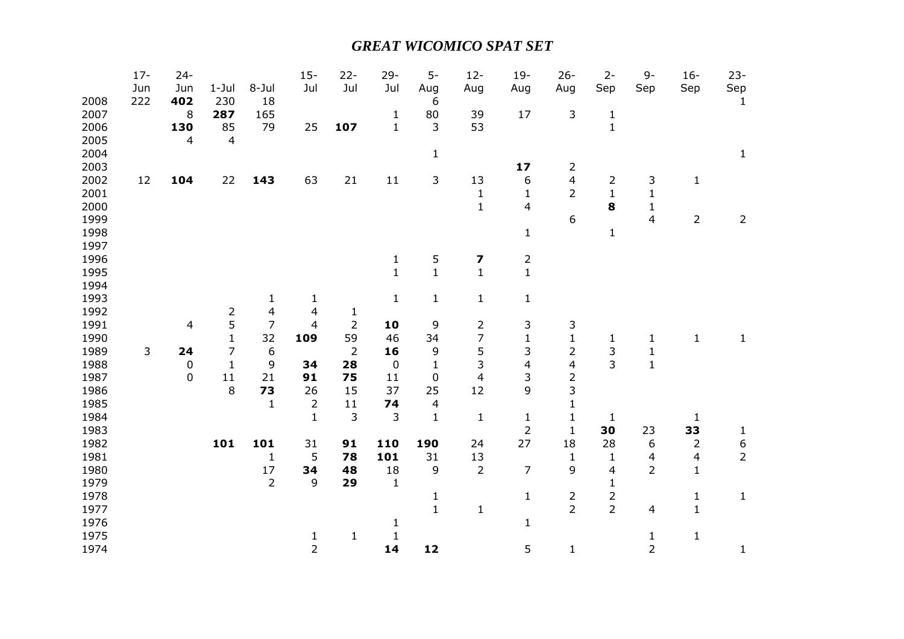# *GREAT WICOMICO SPAT SET*

| | 17-Jun | 24-Jun | 1-Jul | 8-Jul | 15-Jul | 22-Jul | 29-Jul | 5-Aug | 12-Aug | 19-Aug | 26-Aug | 2-Sep | 9-Sep | 16-Sep | 23-Sep |
|---|---|---|---|---|---|---|---|---|---|---|---|---|---|---|---|
| 2008 | 222 | **402** | 230 | 18 | | | | 6 | | | | | | | 1 |
| 2007 | | 8 | **287** | 165 | | | 1 | 80 | 39 | 17 | 3 | 1 | | | |
| 2006 | | **130** | 85 | 79 | 25 | **107** | 1 | 3 | 53 | | | 1 | | | |
| 2005 | | 4 | 4 | | | | | | | | | | | | |
| 2004 | | | | | | | | 1 | | | | | | | 1 |
| 2003 | | | | | | | | | | **17** | 2 | | | | |
| 2002 | 12 | **104** | 22 | **143** | 63 | 21 | 11 | 3 | 13 | 6 | 4 | 2 | 3 | 1 | |
| 2001 | | | | | | | | | 1 | 1 | 2 | 1 | 1 | | |
| 2000 | | | | | | | | | 1 | 4 | | **8** | 1 | | |
| 1999 | | | | | | | | | | | 6 | | 4 | 2 | 2 |
| 1998 | | | | | | | | | | 1 | | 1 | | | |
| 1997 | | | | | | | | | | | | | | | |
| 1996 | | | | | | | 1 | 5 | **7** | 2 | | | | | |
| 1995 | | | | | | | 1 | 1 | 1 | 1 | | | | | |
| 1994 | | | | | | | | | | | | | | | |
| 1993 | | | | 1 | 1 | | 1 | 1 | 1 | 1 | | | | | |
| 1992 | | | 2 | 4 | 4 | 1 | | | | | | | | | |
| 1991 | | 4 | 5 | 7 | 4 | 2 | **10** | 9 | 2 | 3 | 3 | | | | |
| 1990 | | | 1 | 32 | **109** | 59 | 46 | 34 | 7 | 1 | 1 | 1 | 1 | 1 | 1 |
| 1989 | 3 | **24** | 7 | 6 | | 2 | **16** | 9 | 5 | 3 | 2 | 3 | 1 | | |
| 1988 | | 0 | 1 | 9 | **34** | **28** | 0 | 1 | 3 | 4 | 4 | 3 | 1 | | |
| 1987 | | 0 | 11 | 21 | **91** | **75** | 11 | 0 | 4 | 3 | 2 | | | | |
| 1986 | | | 8 | **73** | 26 | 15 | 37 | 25 | 12 | 9 | 3 | | | | |
| 1985 | | | | 1 | 2 | 11 | **74** | 4 | | | 1 | | | | |
| 1984 | | | | | 1 | 3 | 3 | 1 | 1 | 1 | 1 | 1 | | 1 | |
| 1983 | | | | | | | | | | 2 | 1 | **30** | 23 | **33** | 1 |
| 1982 | | | **101** | **101** | 31 | **91** | **110** | **190** | 24 | 27 | 18 | 28 | 6 | 2 | 6 |
| 1981 | | | | 1 | 5 | **78** | **101** | 31 | 13 | | 1 | 1 | 4 | 4 | 2 |
| 1980 | | | | 17 | **34** | **48** | 18 | 9 | 2 | 7 | 9 | 4 | 2 | 1 | |
| 1979 | | | | 2 | 9 | **29** | 1 | | | | | 1 | | | |
| 1978 | | | | | | | | 1 | | 1 | 2 | 2 | | 1 | 1 |
| 1977 | | | | | | | | 1 | 1 | | 2 | 2 | 4 | 1 | |
| 1976 | | | | | | | 1 | | | 1 | | | | | |
| 1975 | | | | | 1 | 1 | 1 | | | | | | 1 | 1 | |
| 1974 | | | | | 2 | | **14** | **12** | | 5 | 1 | | 2 | | 1 |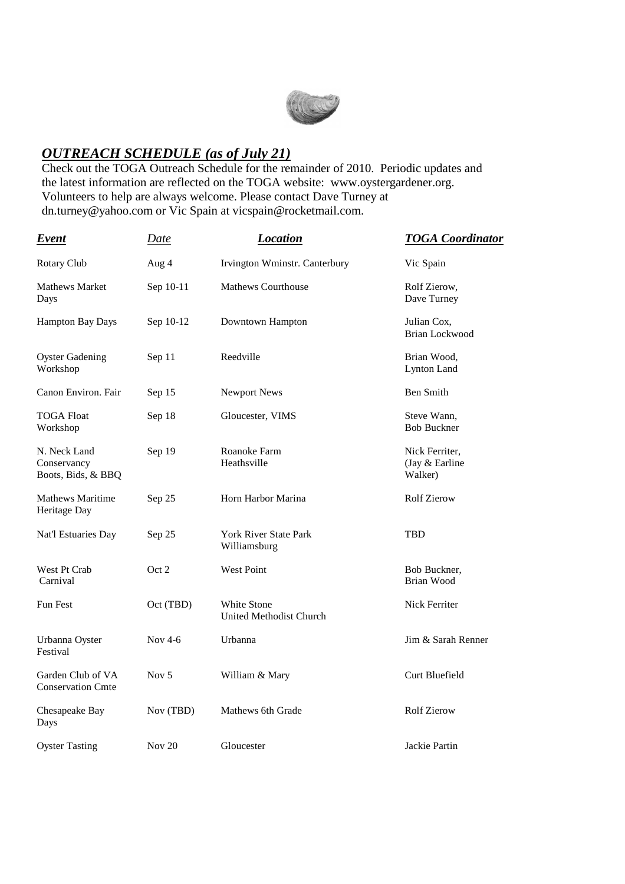## ***OUTREACH SCHEDULE (as of July 21)***

Check out the TOGA Outreach Schedule for the remainder of 2010. Periodic updates and the latest information are reflected on the TOGA website: www.oystergardener.org. Volunteers to help are always welcome. Please contact Dave Turney at dn.turney@yahoo.com or Vic Spain at vicspain@rocketmail.com.

| ***Event*** | *Date* | ***Location*** | ***TOGA Coordinator*** |
|---|---|---|---|
| Rotary Club | Aug 4 | Irvington Wminstr. Canterbury | Vic Spain |
| Mathews Market Days | Sep 10-11 | Mathews Courthouse | Rolf Zierow, Dave Turney |
| Hampton Bay Days | Sep 10-12 | Downtown Hampton | Julian Cox, Brian Lockwood |
| Oyster Gadening Workshop | Sep 11 | Reedville | Brian Wood, Lynton Land |
| Canon Environ. Fair | Sep 15 | Newport News | Ben Smith |
| TOGA Float Workshop | Sep 18 | Gloucester, VIMS | Steve Wann, Bob Buckner |
| N. Neck Land Conservancy Boots, Bids, & BBQ | Sep 19 | Roanoke Farm Heathsville | Nick Ferriter, (Jay & Earline Walker) |
| Mathews Maritime Heritage Day | Sep 25 | Horn Harbor Marina | Rolf Zierow |
| Nat'l Estuaries Day | Sep 25 | York River State Park Williamsburg | TBD |
| West Pt Crab Carnival | Oct 2 | West Point | Bob Buckner, Brian Wood |
| Fun Fest | Oct (TBD) | White Stone United Methodist Church | Nick Ferriter |
| Urbanna Oyster Festival | Nov 4-6 | Urbanna | Jim & Sarah Renner |
| Garden Club of VA Conservation Cmte | Nov 5 | William & Mary | Curt Bluefield |
| Chesapeake Bay Days | Nov (TBD) | Mathews 6th Grade | Rolf Zierow |
| Oyster Tasting | Nov 20 | Gloucester | Jackie Partin |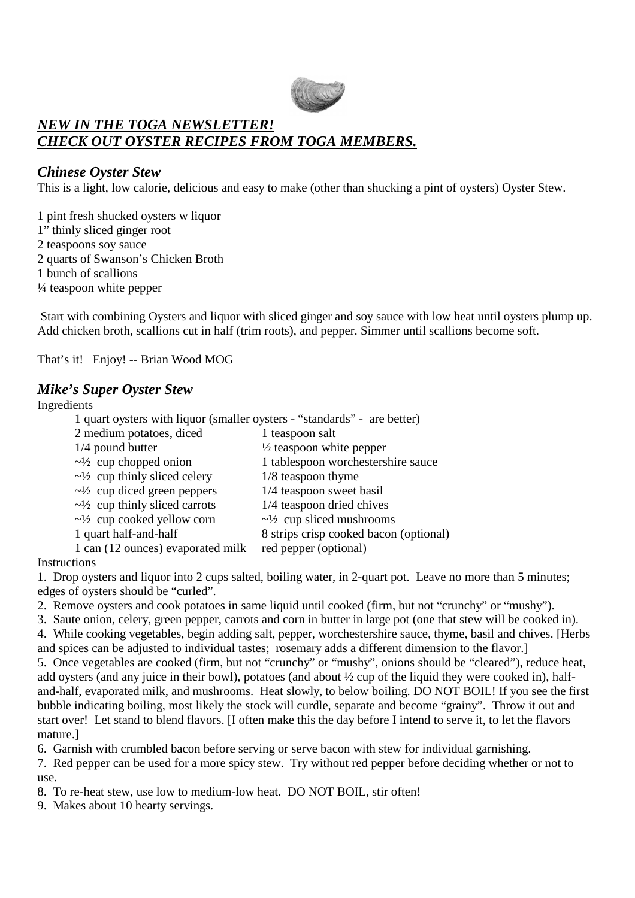***NEW IN THE TOGA NEWSLETTER!***
***CHECK OUT OYSTER RECIPES FROM TOGA MEMBERS.***

### *Chinese Oyster Stew*

This is a light, low calorie, delicious and easy to make (other than shucking a pint of oysters) Oyster Stew.

1 pint fresh shucked oysters w liquor
1" thinly sliced ginger root
2 teaspoons soy sauce
2 quarts of Swanson's Chicken Broth
1 bunch of scallions
¼ teaspoon white pepper

Start with combining Oysters and liquor with sliced ginger and soy sauce with low heat until oysters plump up. Add chicken broth, scallions cut in half (trim roots), and pepper. Simmer until scallions become soft.

That's it! Enjoy! -- Brian Wood MOG

### *Mike's Super Oyster Stew*

Ingredients

1 quart oysters with liquor (smaller oysters - "standards" - are better)

| | |
|---|---|
| 2 medium potatoes, diced | 1 teaspoon salt |
| 1/4 pound butter | ½ teaspoon white pepper |
| ~½ cup chopped onion | 1 tablespoon worchestershire sauce |
| ~½ cup thinly sliced celery | 1/8 teaspoon thyme |
| ~½ cup diced green peppers | 1/4 teaspoon sweet basil |
| ~½ cup thinly sliced carrots | 1/4 teaspoon dried chives |
| ~½ cup cooked yellow corn | ~½ cup sliced mushrooms |
| 1 quart half-and-half | 8 strips crisp cooked bacon (optional) |
| 1 can (12 ounces) evaporated milk | red pepper (optional) |

Instructions

1. Drop oysters and liquor into 2 cups salted, boiling water, in 2-quart pot. Leave no more than 5 minutes; edges of oysters should be "curled".
2. Remove oysters and cook potatoes in same liquid until cooked (firm, but not "crunchy" or "mushy").
3. Saute onion, celery, green pepper, carrots and corn in butter in large pot (one that stew will be cooked in).
4. While cooking vegetables, begin adding salt, pepper, worchestershire sauce, thyme, basil and chives. [Herbs and spices can be adjusted to individual tastes; rosemary adds a different dimension to the flavor.]
5. Once vegetables are cooked (firm, but not "crunchy" or "mushy", onions should be "cleared"), reduce heat, add oysters (and any juice in their bowl), potatoes (and about ½ cup of the liquid they were cooked in), half-and-half, evaporated milk, and mushrooms. Heat slowly, to below boiling. DO NOT BOIL! If you see the first bubble indicating boiling, most likely the stock will curdle, separate and become "grainy". Throw it out and start over! Let stand to blend flavors. [I often make this the day before I intend to serve it, to let the flavors mature.]
6. Garnish with crumbled bacon before serving or serve bacon with stew for individual garnishing.
7. Red pepper can be used for a more spicy stew. Try without red pepper before deciding whether or not to use.
8. To re-heat stew, use low to medium-low heat. DO NOT BOIL, stir often!
9. Makes about 10 hearty servings.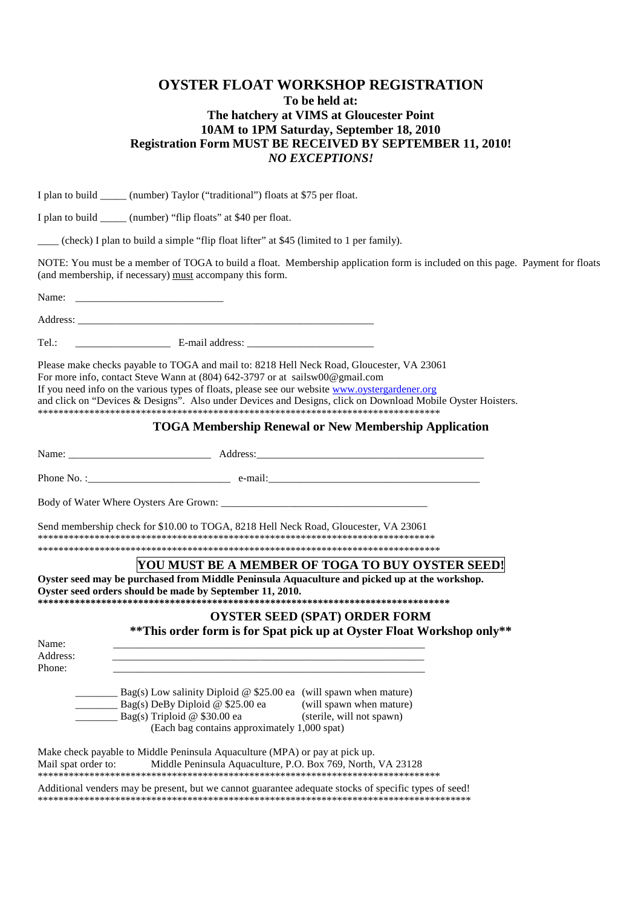# OYSTER FLOAT WORKSHOP REGISTRATION

**To be held at:**
**The hatchery at VIMS at Gloucester Point**
**10AM to 1PM Saturday, September 18, 2010**
**Registration Form MUST BE RECEIVED BY SEPTEMBER 11, 2010!**
***NO EXCEPTIONS!***

I plan to build _____ (number) Taylor ("traditional") floats at $75 per float.

I plan to build _____ (number) "flip floats" at $40 per float.

____ (check) I plan to build a simple "flip float lifter" at $45 (limited to 1 per family).

NOTE: You must be a member of TOGA to build a float. Membership application form is included on this page. Payment for floats (and membership, if necessary) <u>must</u> accompany this form.

Name: ___________________________

Address: ______________________________________________________

Tel.: _________________ E-mail address: _______________________

Please make checks payable to TOGA and mail to: 8218 Hell Neck Road, Gloucester, VA 23061
For more info, contact Steve Wann at (804) 642-3797 or at sailsw00@gmail.com
If you need info on the various types of floats, please see our website www.oystergardener.org and click on "Devices & Designs". Also under Devices and Designs, click on Download Mobile Oyster Hoisters.
********************************************************************************

## TOGA Membership Renewal or New Membership Application

Name: __________________________ Address:___________________________________________

Phone No. :__________________________ e-mail:_______________________________________

Body of Water Where Oysters Are Grown: _______________________________________

Send membership check for $10.00 to TOGA, 8218 Hell Neck Road, Gloucester, VA 23061
********************************************************************************
********************************************************************************

## YOU MUST BE A MEMBER OF TOGA TO BUY OYSTER SEED!

**Oyster seed may be purchased from Middle Peninsula Aquaculture and picked up at the workshop.**
**Oyster seed orders should be made by September 11, 2010.**
********************************************************************************

## OYSTER SEED (SPAT) ORDER FORM

**\*\*This order form is for Spat pick up at Oyster Float Workshop only\*\***

Name: ____________________________________________________________
Address: ____________________________________________________________
Phone: ____________________________________________________________

________ Bag(s) Low salinity Diploid @ $25.00 ea (will spawn when mature)
________ Bag(s) DeBy Diploid @ $25.00 ea (will spawn when mature)
________ Bag(s) Triploid @ $30.00 ea (sterile, will not spawn)
(Each bag contains approximately 1,000 spat)

Make check payable to Middle Peninsula Aquaculture (MPA) or pay at pick up.
Mail spat order to: Middle Peninsula Aquaculture, P.O. Box 769, North, VA 23128
********************************************************************************
Additional venders may be present, but we cannot guarantee adequate stocks of specific types of seed!
********************************************************************************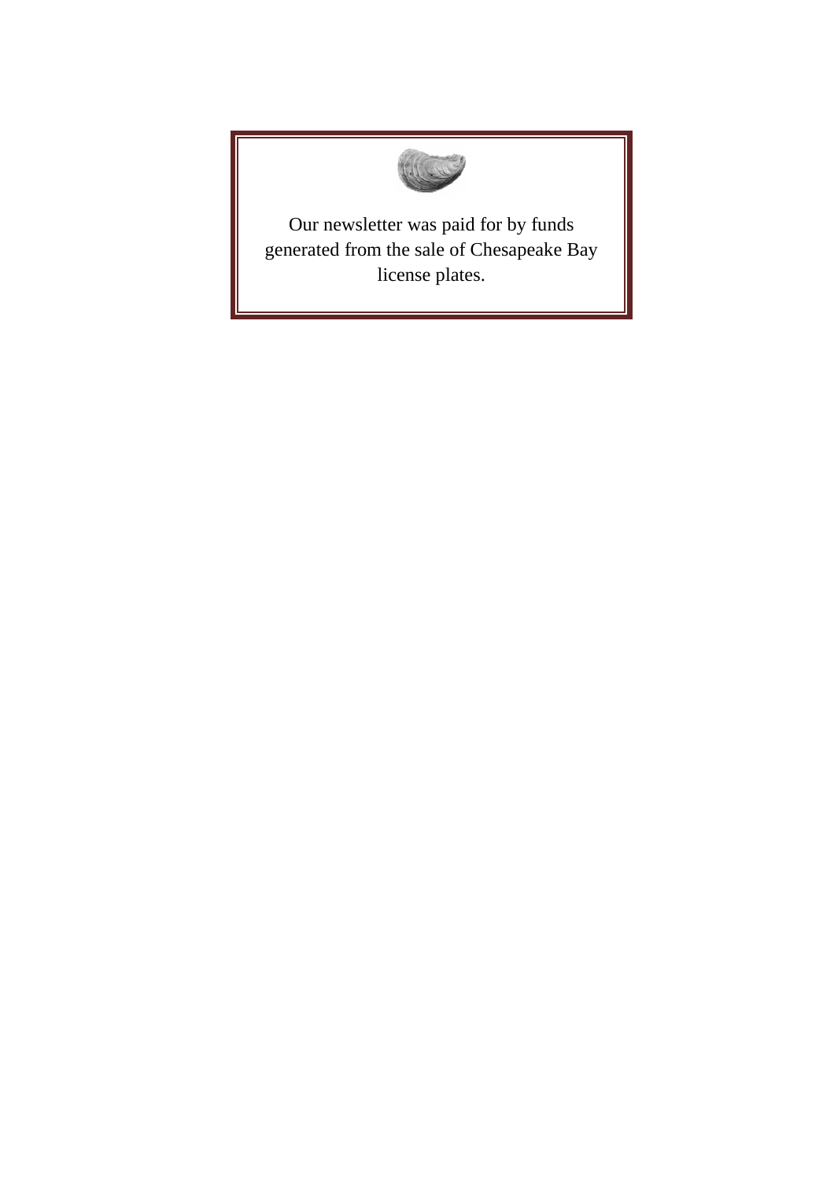Our newsletter was paid for by funds generated from the sale of Chesapeake Bay license plates.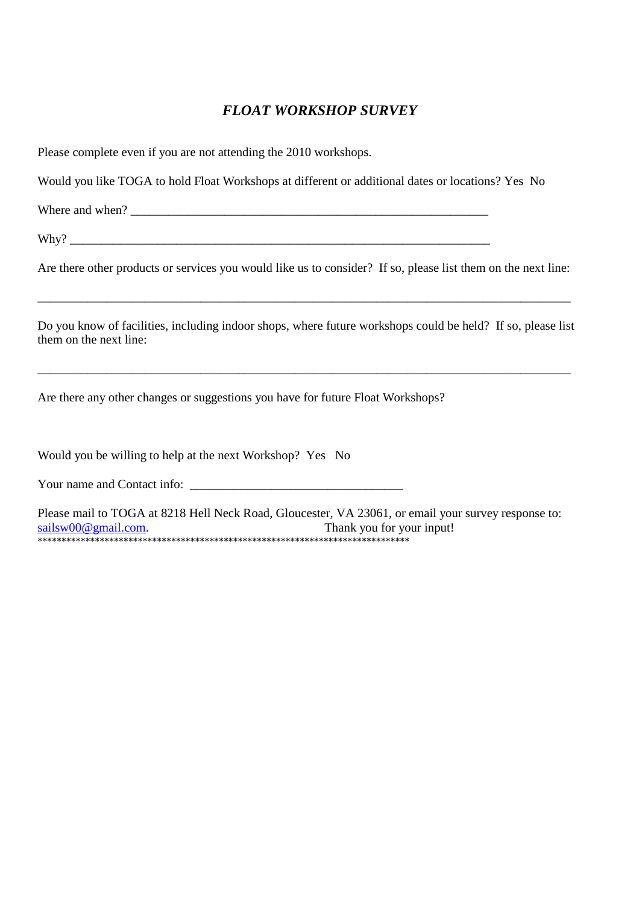## *FLOAT WORKSHOP SURVEY*

Please complete even if you are not attending the 2010 workshops.

Would you like TOGA to hold Float Workshops at different or additional dates or locations? Yes No

Where and when? ____________________________________________________________

Why? _______________________________________________________________________

Are there other products or services you would like us to consider? If so, please list them on the next line:

_____________________________________________________________________________________

Do you know of facilities, including indoor shops, where future workshops could be held? If so, please list them on the next line:

_____________________________________________________________________________________

Are there any other changes or suggestions you have for future Float Workshops?

Would you be willing to help at the next Workshop? Yes No

Your name and Contact info: ___________________________________

Please mail to TOGA at 8218 Hell Neck Road, Gloucester, VA 23061, or email your survey response to: sailsw00@gmail.com. Thank you for your input!

******************************************************************************